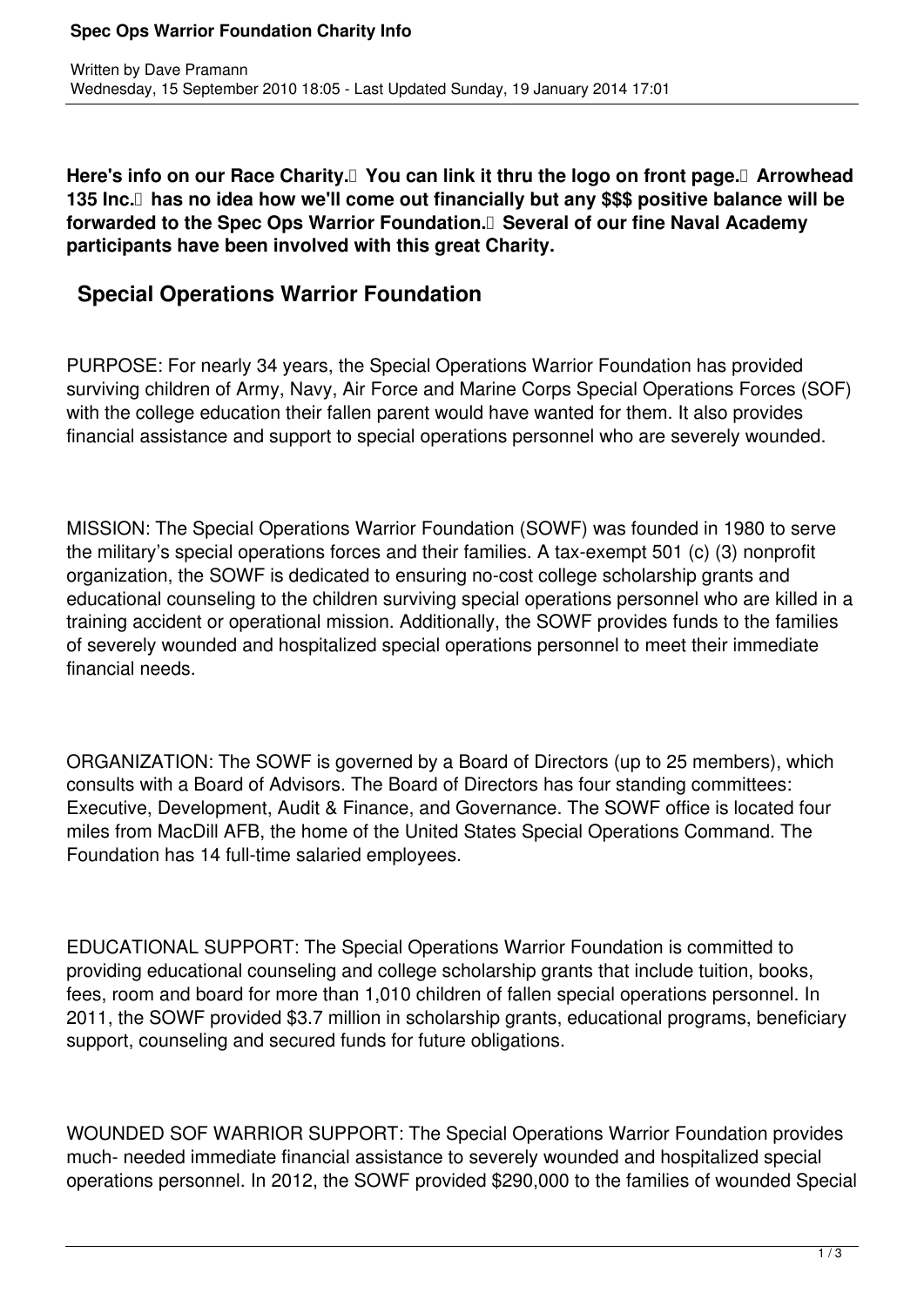**Here's info on our Race Charity. You can link it thru the logo on front page. Arrowhead 135 Inc. has no idea how we'll come out financially but any $$$ positive balance will be forwarded to the Spec Ops Warrior Foundation. Several of our fine Naval Academy participants have been involved with this great Charity.**

## Special Operations Warrior Foundation

PURPOSE: For nearly 34 years, the Special Operations Warrior Foundation has provided surviving children of Army, Navy, Air Force and Marine Corps Special Operations Forces (SOF) with the college education their fallen parent would have wanted for them. It also provides financial assistance and support to special operations personnel who are severely wounded.

MISSION: The Special Operations Warrior Foundation (SOWF) was founded in 1980 to serve the military's special operations forces and their families. A tax-exempt 501 (c) (3) nonprofit organization, the SOWF is dedicated to ensuring no-cost college scholarship grants and educational counseling to the children surviving special operations personnel who are killed in a training accident or operational mission. Additionally, the SOWF provides funds to the families of severely wounded and hospitalized special operations personnel to meet their immediate financial needs.

ORGANIZATION: The SOWF is governed by a Board of Directors (up to 25 members), which consults with a Board of Advisors. The Board of Directors has four standing committees: Executive, Development, Audit & Finance, and Governance. The SOWF office is located four miles from MacDill AFB, the home of the United States Special Operations Command. The Foundation has 14 full-time salaried employees.

EDUCATIONAL SUPPORT: The Special Operations Warrior Foundation is committed to providing educational counseling and college scholarship grants that include tuition, books, fees, room and board for more than 1,010 children of fallen special operations personnel. In 2011, the SOWF provided $3.7 million in scholarship grants, educational programs, beneficiary support, counseling and secured funds for future obligations.

WOUNDED SOF WARRIOR SUPPORT: The Special Operations Warrior Foundation provides much- needed immediate financial assistance to severely wounded and hospitalized special operations personnel. In 2012, the SOWF provided $290,000 to the families of wounded Special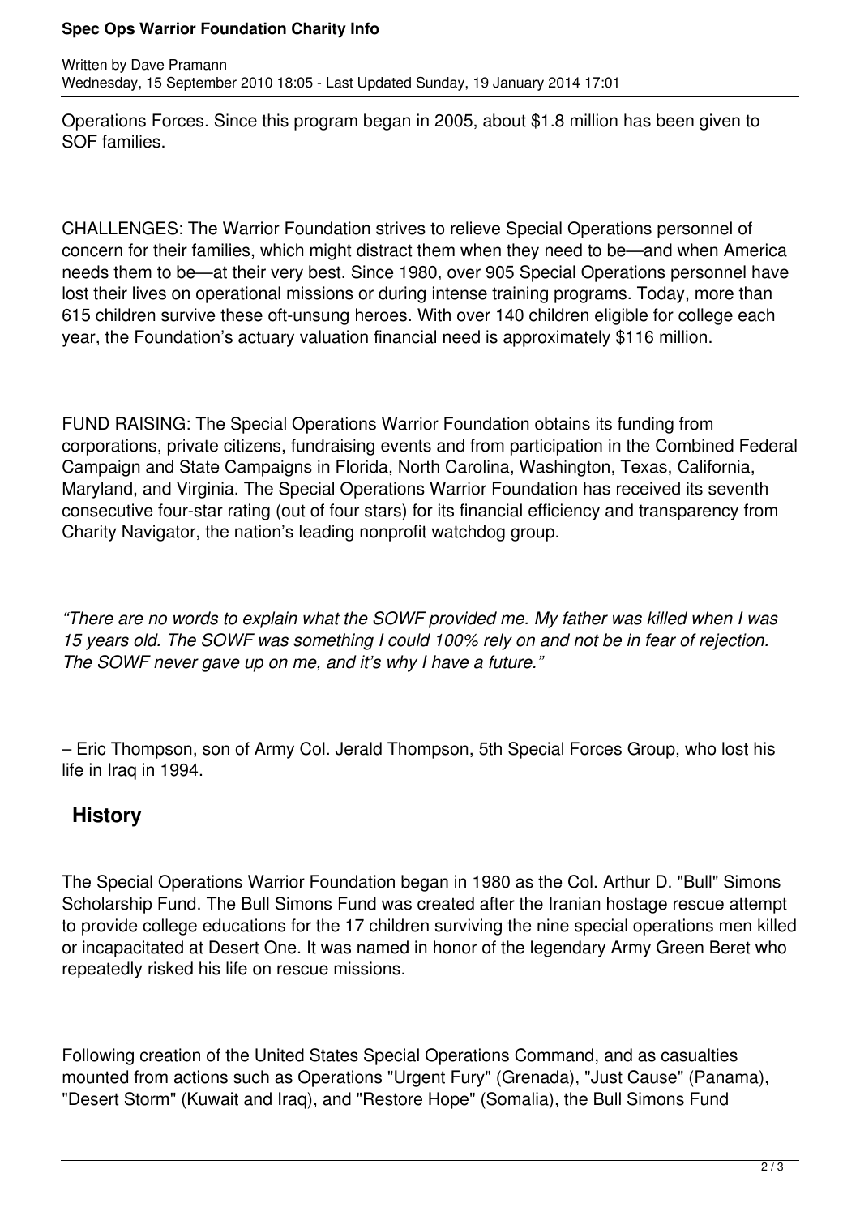Operations Forces. Since this program began in 2005, about $1.8 million has been given to SOF families.

CHALLENGES: The Warrior Foundation strives to relieve Special Operations personnel of concern for their families, which might distract them when they need to be—and when America needs them to be—at their very best. Since 1980, over 905 Special Operations personnel have lost their lives on operational missions or during intense training programs. Today, more than 615 children survive these oft-unsung heroes. With over 140 children eligible for college each year, the Foundation's actuary valuation financial need is approximately $116 million.

FUND RAISING: The Special Operations Warrior Foundation obtains its funding from corporations, private citizens, fundraising events and from participation in the Combined Federal Campaign and State Campaigns in Florida, North Carolina, Washington, Texas, California, Maryland, and Virginia. The Special Operations Warrior Foundation has received its seventh consecutive four-star rating (out of four stars) for its financial efficiency and transparency from Charity Navigator, the nation's leading nonprofit watchdog group.

*"There are no words to explain what the SOWF provided me. My father was killed when I was 15 years old. The SOWF was something I could 100% rely on and not be in fear of rejection. The SOWF never gave up on me, and it's why I have a future."*

– Eric Thompson, son of Army Col. Jerald Thompson, 5th Special Forces Group, who lost his life in Iraq in 1994.

## History

The Special Operations Warrior Foundation began in 1980 as the Col. Arthur D. "Bull" Simons Scholarship Fund. The Bull Simons Fund was created after the Iranian hostage rescue attempt to provide college educations for the 17 children surviving the nine special operations men killed or incapacitated at Desert One. It was named in honor of the legendary Army Green Beret who repeatedly risked his life on rescue missions.

Following creation of the United States Special Operations Command, and as casualties mounted from actions such as Operations "Urgent Fury" (Grenada), "Just Cause" (Panama), "Desert Storm" (Kuwait and Iraq), and "Restore Hope" (Somalia), the Bull Simons Fund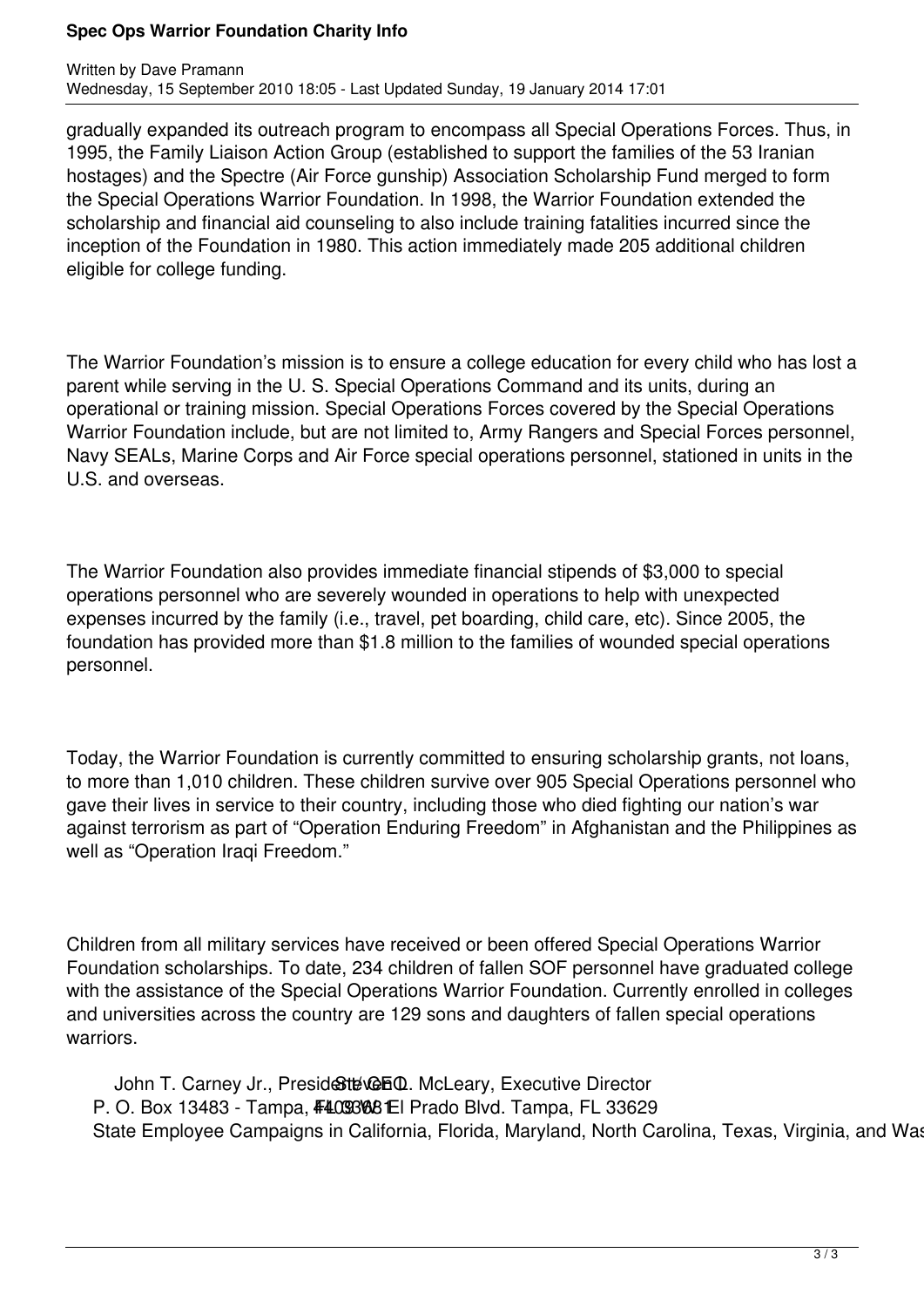gradually expanded its outreach program to encompass all Special Operations Forces. Thus, in 1995, the Family Liaison Action Group (established to support the families of the 53 Iranian hostages) and the Spectre (Air Force gunship) Association Scholarship Fund merged to form the Special Operations Warrior Foundation. In 1998, the Warrior Foundation extended the scholarship and financial aid counseling to also include training fatalities incurred since the inception of the Foundation in 1980. This action immediately made 205 additional children eligible for college funding.

The Warrior Foundation's mission is to ensure a college education for every child who has lost a parent while serving in the U. S. Special Operations Command and its units, during an operational or training mission. Special Operations Forces covered by the Special Operations Warrior Foundation include, but are not limited to, Army Rangers and Special Forces personnel, Navy SEALs, Marine Corps and Air Force special operations personnel, stationed in units in the U.S. and overseas.

The Warrior Foundation also provides immediate financial stipends of $3,000 to special operations personnel who are severely wounded in operations to help with unexpected expenses incurred by the family (i.e., travel, pet boarding, child care, etc). Since 2005, the foundation has provided more than $1.8 million to the families of wounded special operations personnel.

Today, the Warrior Foundation is currently committed to ensuring scholarship grants, not loans, to more than 1,010 children. These children survive over 905 Special Operations personnel who gave their lives in service to their country, including those who died fighting our nation's war against terrorism as part of "Operation Enduring Freedom" in Afghanistan and the Philippines as well as "Operation Iraqi Freedom."

Children from all military services have received or been offered Special Operations Warrior Foundation scholarships. To date, 234 children of fallen SOF personnel have graduated college with the assistance of the Special Operations Warrior Foundation. Currently enrolled in colleges and universities across the country are 129 sons and daughters of fallen special operations warriors.

John T. Carney Jr., President/CEO Steve L. McLeary, Executive Director

P. O. Box 13483 - Tampa, FL 33681 4409 El Prado Blvd. Tampa, FL 33629

State Employee Campaigns in California, Florida, Maryland, North Carolina, Texas, Virginia, and Was